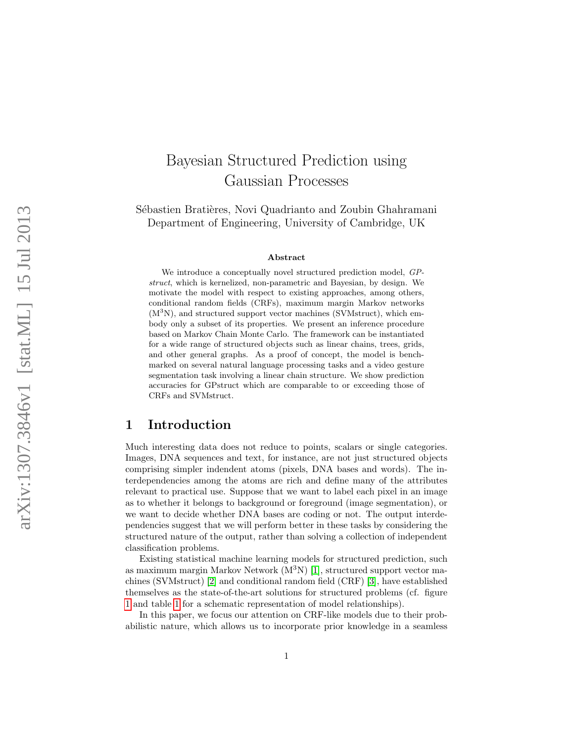# Bayesian Structured Prediction using Gaussian Processes

Sébastien Bratières, Novi Quadrianto and Zoubin Ghahramani
Department of Engineering, University of Cambridge, UK

### Abstract

We introduce a conceptually novel structured prediction model, *GP-struct*, which is kernelized, non-parametric and Bayesian, by design. We motivate the model with respect to existing approaches, among others, conditional random fields (CRFs), maximum margin Markov networks ($M^3N$), and structured support vector machines (SVMstruct), which embody only a subset of its properties. We present an inference procedure based on Markov Chain Monte Carlo. The framework can be instantiated for a wide range of structured objects such as linear chains, trees, grids, and other general graphs. As a proof of concept, the model is benchmarked on several natural language processing tasks and a video gesture segmentation task involving a linear chain structure. We show prediction accuracies for GPstruct which are comparable to or exceeding those of CRFs and SVMstruct.

## 1 Introduction

Much interesting data does not reduce to points, scalars or single categories. Images, DNA sequences and text, for instance, are not just structured objects comprising simpler indendent atoms (pixels, DNA bases and words). The interdependencies among the atoms are rich and define many of the attributes relevant to practical use. Suppose that we want to label each pixel in an image as to whether it belongs to background or foreground (image segmentation), or we want to decide whether DNA bases are coding or not. The output interdependencies suggest that we will perform better in these tasks by considering the structured nature of the output, rather than solving a collection of independent classification problems.

Existing statistical machine learning models for structured prediction, such as maximum margin Markov Network ($M^3N$) [1], structured support vector machines (SVMstruct) [2] and conditional random field (CRF) [3], have established themselves as the state-of-the-art solutions for structured problems (cf. figure 1 and table 1 for a schematic representation of model relationships).

In this paper, we focus our attention on CRF-like models due to their probabilistic nature, which allows us to incorporate prior knowledge in a seamless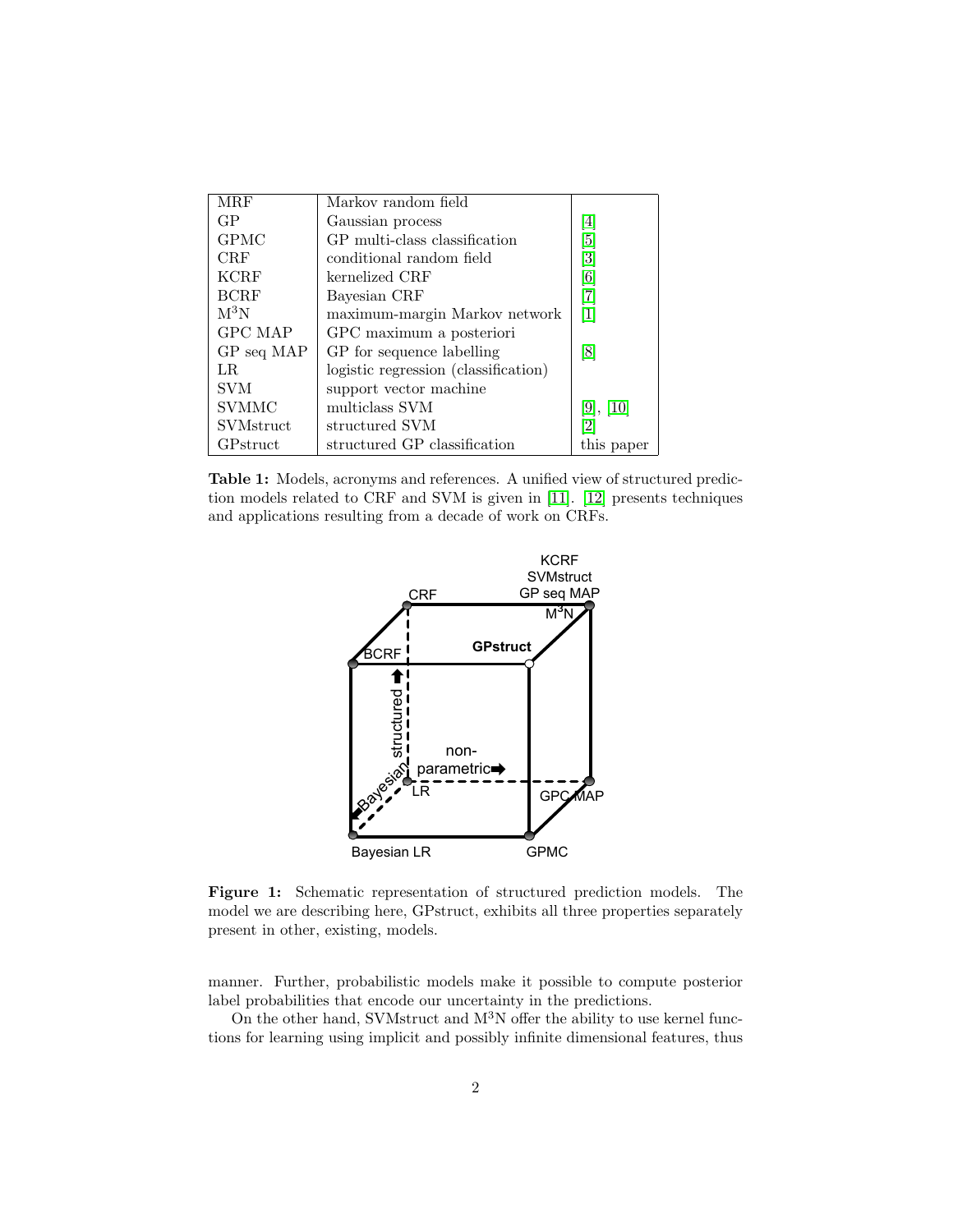| | | |
|---|---|---|
| MRF | Markov random field | |
| GP | Gaussian process | [4] |
| GPMC | GP multi-class classification | [5] |
| CRF | conditional random field | [3] |
| KCRF | kernelized CRF | [6] |
| BCRF | Bayesian CRF | [7] |
| $M^3N$ | maximum-margin Markov network | [1] |
| GPC MAP | GPC maximum a posteriori | |
| GP seq MAP | GP for sequence labelling | [8] |
| LR | logistic regression (classification) | |
| SVM | support vector machine | |
| SVMMC | multiclass SVM | [9], [10] |
| SVMstruct | structured SVM | [2] |
| GPstruct | structured GP classification | this paper |

**Table 1:** Models, acronyms and references. A unified view of structured prediction models related to CRF and SVM is given in [11]. [12] presents techniques and applications resulting from a decade of work on CRFs.

**Figure 1:** Schematic representation of structured prediction models. The model we are describing here, GPstruct, exhibits all three properties separately present in other, existing, models.

manner. Further, probabilistic models make it possible to compute posterior label probabilities that encode our uncertainty in the predictions.

On the other hand, SVMstruct and $M^3N$ offer the ability to use kernel functions for learning using implicit and possibly infinite dimensional features, thus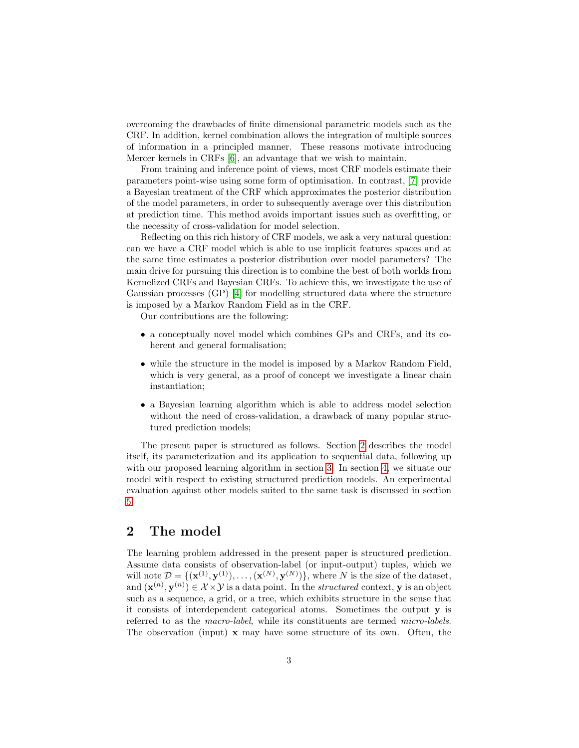overcoming the drawbacks of finite dimensional parametric models such as the CRF. In addition, kernel combination allows the integration of multiple sources of information in a principled manner. These reasons motivate introducing Mercer kernels in CRFs [6], an advantage that we wish to maintain.

From training and inference point of views, most CRF models estimate their parameters point-wise using some form of optimisation. In contrast, [7] provide a Bayesian treatment of the CRF which approximates the posterior distribution of the model parameters, in order to subsequently average over this distribution at prediction time. This method avoids important issues such as overfitting, or the necessity of cross-validation for model selection.

Reflecting on this rich history of CRF models, we ask a very natural question: can we have a CRF model which is able to use implicit features spaces and at the same time estimates a posterior distribution over model parameters? The main drive for pursuing this direction is to combine the best of both worlds from Kernelized CRFs and Bayesian CRFs. To achieve this, we investigate the use of Gaussian processes (GP) [4] for modelling structured data where the structure is imposed by a Markov Random Field as in the CRF.

Our contributions are the following:

- a conceptually novel model which combines GPs and CRFs, and its coherent and general formalisation;
- while the structure in the model is imposed by a Markov Random Field, which is very general, as a proof of concept we investigate a linear chain instantiation;
- a Bayesian learning algorithm which is able to address model selection without the need of cross-validation, a drawback of many popular structured prediction models;

The present paper is structured as follows. Section 2 describes the model itself, its parameterization and its application to sequential data, following up with our proposed learning algorithm in section 3. In section 4, we situate our model with respect to existing structured prediction models. An experimental evaluation against other models suited to the same task is discussed in section 5.

## 2 The model

The learning problem addressed in the present paper is structured prediction. Assume data consists of observation-label (or input-output) tuples, which we will note $\mathcal{D} = \{(\mathbf{x}^{(1)}, \mathbf{y}^{(1)}), \dots, (\mathbf{x}^{(N)}, \mathbf{y}^{(N)})\}$, where $N$ is the size of the dataset, and $(\mathbf{x}^{(n)}, \mathbf{y}^{(n)}) \in \mathcal{X} \times \mathcal{Y}$ is a data point. In the *structured* context, $\mathbf{y}$ is an object such as a sequence, a grid, or a tree, which exhibits structure in the sense that it consists of interdependent categorical atoms. Sometimes the output $\mathbf{y}$ is referred to as the *macro-label*, while its constituents are termed *micro-labels*. The observation (input) $\mathbf{x}$ may have some structure of its own. Often, the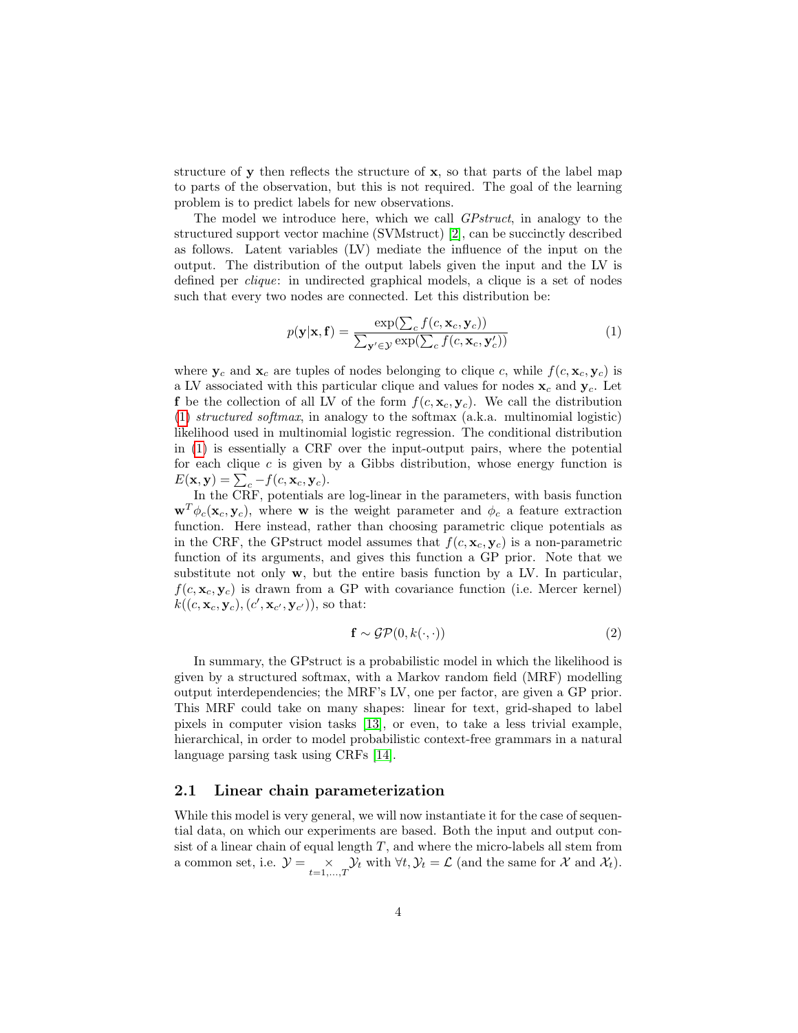structure of $\mathbf{y}$ then reflects the structure of $\mathbf{x}$, so that parts of the label map to parts of the observation, but this is not required. The goal of the learning problem is to predict labels for new observations.

The model we introduce here, which we call *GPstruct*, in analogy to the structured support vector machine (SVMstruct) [2], can be succinctly described as follows. Latent variables (LV) mediate the influence of the input on the output. The distribution of the output labels given the input and the LV is defined per *clique*: in undirected graphical models, a clique is a set of nodes such that every two nodes are connected. Let this distribution be:

$$p(\mathbf{y}|\mathbf{x}, \mathbf{f}) = \frac{\exp(\sum_c f(c, \mathbf{x}_c, \mathbf{y}_c))}{\sum_{\mathbf{y}' \in \mathcal{Y}} \exp(\sum_c f(c, \mathbf{x}_c, \mathbf{y}'_c))} \tag{1}$$

where $\mathbf{y}_c$ and $\mathbf{x}_c$ are tuples of nodes belonging to clique $c$, while $f(c, \mathbf{x}_c, \mathbf{y}_c)$ is a LV associated with this particular clique and values for nodes $\mathbf{x}_c$ and $\mathbf{y}_c$. Let $\mathbf{f}$ be the collection of all LV of the form $f(c, \mathbf{x}_c, \mathbf{y}_c)$. We call the distribution (1) *structured softmax*, in analogy to the softmax (a.k.a. multinomial logistic) likelihood used in multinomial logistic regression. The conditional distribution in (1) is essentially a CRF over the input-output pairs, where the potential for each clique $c$ is given by a Gibbs distribution, whose energy function is $E(\mathbf{x}, \mathbf{y}) = \sum_c -f(c, \mathbf{x}_c, \mathbf{y}_c)$.

In the CRF, potentials are log-linear in the parameters, with basis function $\mathbf{w}^T \phi_c(\mathbf{x}_c, \mathbf{y}_c)$, where $\mathbf{w}$ is the weight parameter and $\phi_c$ a feature extraction function. Here instead, rather than choosing parametric clique potentials as in the CRF, the GPstruct model assumes that $f(c, \mathbf{x}_c, \mathbf{y}_c)$ is a non-parametric function of its arguments, and gives this function a GP prior. Note that we substitute not only $\mathbf{w}$, but the entire basis function by a LV. In particular, $f(c, \mathbf{x}_c, \mathbf{y}_c)$ is drawn from a GP with covariance function (i.e. Mercer kernel) $k((c, \mathbf{x}_c, \mathbf{y}_c), (c', \mathbf{x}_{c'}, \mathbf{y}_{c'}))$, so that:

$$\mathbf{f} \sim \mathcal{GP}(0, k(\cdot, \cdot)) \tag{2}$$

In summary, the GPstruct is a probabilistic model in which the likelihood is given by a structured softmax, with a Markov random field (MRF) modelling output interdependencies; the MRF's LV, one per factor, are given a GP prior. This MRF could take on many shapes: linear for text, grid-shaped to label pixels in computer vision tasks [13], or even, to take a less trivial example, hierarchical, in order to model probabilistic context-free grammars in a natural language parsing task using CRFs [14].

## 2.1 Linear chain parameterization

While this model is very general, we will now instantiate it for the case of sequential data, on which our experiments are based. Both the input and output consist of a linear chain of equal length $T$, and where the micro-labels all stem from a common set, i.e. $\mathcal{Y} = \bigtimes_{t=1,\ldots,T} \mathcal{Y}_t$ with $\forall t, \mathcal{Y}_t = \mathcal{L}$ (and the same for $\mathcal{X}$ and $\mathcal{X}_t$).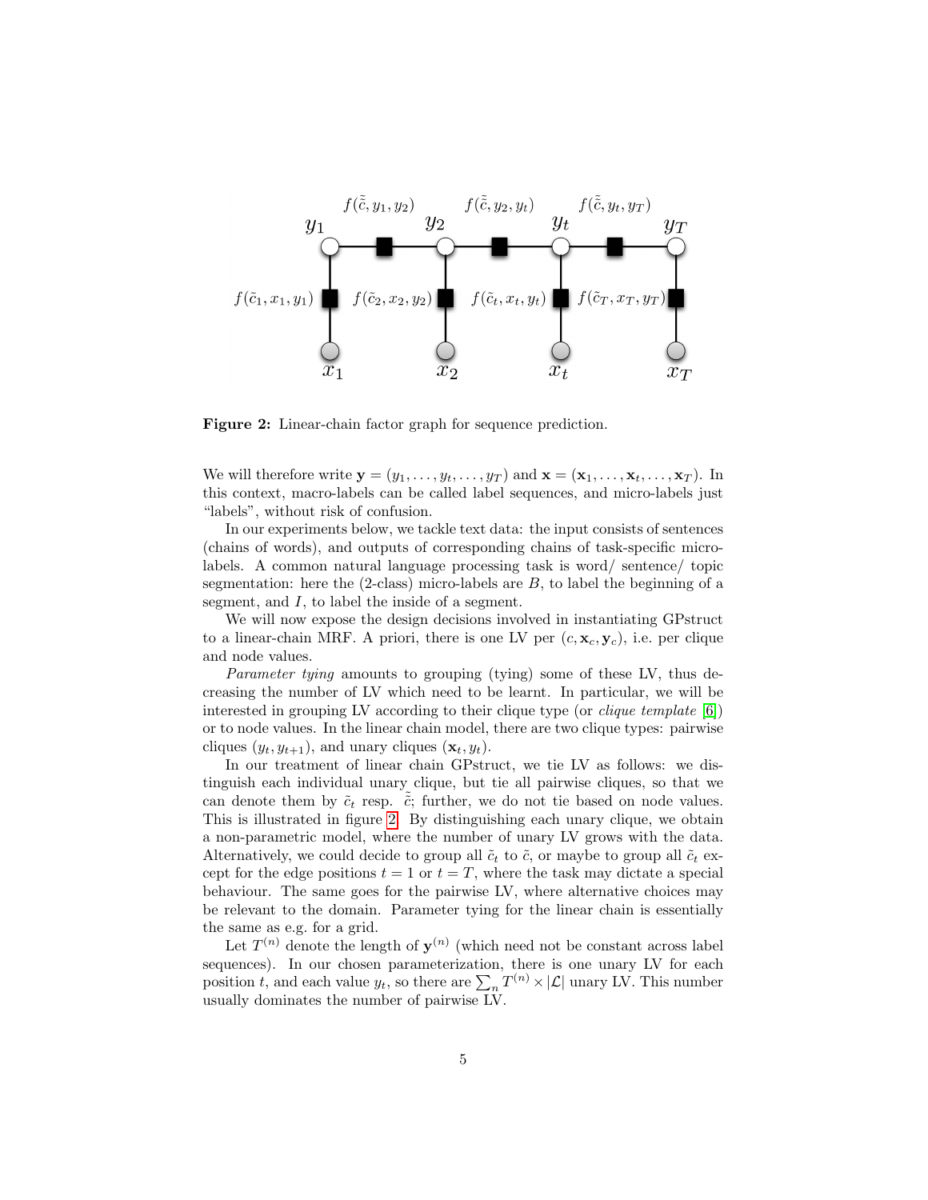**Figure 2:** Linear-chain factor graph for sequence prediction.

We will therefore write $\mathbf{y} = (y_1, \ldots, y_t, \ldots, y_T)$ and $\mathbf{x} = (\mathbf{x}_1, \ldots, \mathbf{x}_t, \ldots, \mathbf{x}_T)$. In this context, macro-labels can be called label sequences, and micro-labels just "labels", without risk of confusion.

In our experiments below, we tackle text data: the input consists of sentences (chains of words), and outputs of corresponding chains of task-specific micro-labels. A common natural language processing task is word/ sentence/ topic segmentation: here the (2-class) micro-labels are $B$, to label the beginning of a segment, and $I$, to label the inside of a segment.

We will now expose the design decisions involved in instantiating GPstruct to a linear-chain MRF. A priori, there is one LV per $(c, \mathbf{x}_c, \mathbf{y}_c)$, i.e. per clique and node values.

*Parameter tying* amounts to grouping (tying) some of these LV, thus decreasing the number of LV which need to be learnt. In particular, we will be interested in grouping LV according to their clique type (or *clique template* [6]) or to node values. In the linear chain model, there are two clique types: pairwise cliques $(y_t, y_{t+1})$, and unary cliques $(\mathbf{x}_t, y_t)$.

In our treatment of linear chain GPstruct, we tie LV as follows: we distinguish each individual unary clique, but tie all pairwise cliques, so that we can denote them by $\tilde{c}_t$ resp. $\tilde{\tilde{c}}$; further, we do not tie based on node values. This is illustrated in figure 2. By distinguishing each unary clique, we obtain a non-parametric model, where the number of unary LV grows with the data. Alternatively, we could decide to group all $\tilde{c}_t$ to $\tilde{c}$, or maybe to group all $\tilde{c}_t$ except for the edge positions $t = 1$ or $t = T$, where the task may dictate a special behaviour. The same goes for the pairwise LV, where alternative choices may be relevant to the domain. Parameter tying for the linear chain is essentially the same as e.g. for a grid.

Let $T^{(n)}$ denote the length of $\mathbf{y}^{(n)}$ (which need not be constant across label sequences). In our chosen parameterization, there is one unary LV for each position $t$, and each value $y_t$, so there are $\sum_n T^{(n)} \times |\mathcal{L}|$ unary LV. This number usually dominates the number of pairwise LV.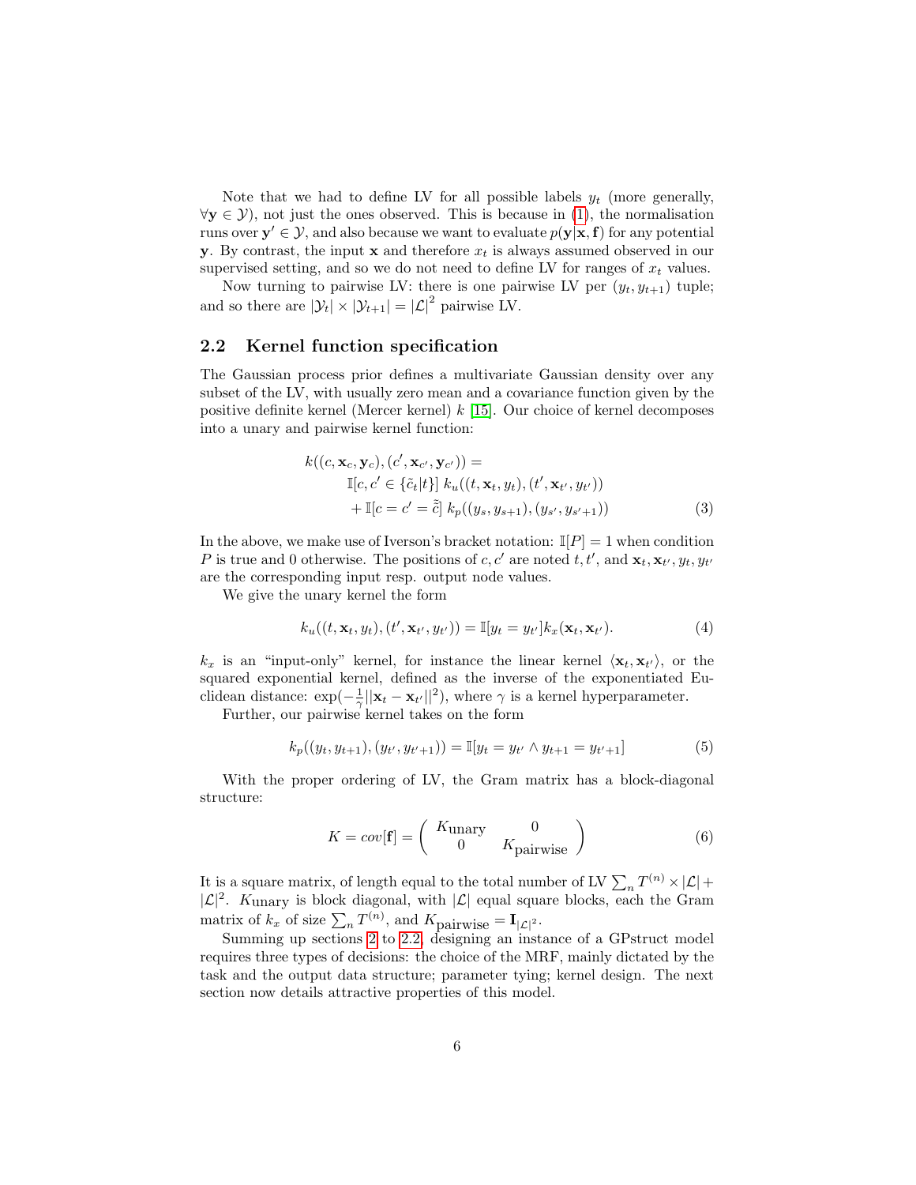Note that we had to define LV for all possible labels $y_t$ (more generally, $\forall \mathbf{y} \in \mathcal{Y}$), not just the ones observed. This is because in (1), the normalisation runs over $\mathbf{y}' \in \mathcal{Y}$, and also because we want to evaluate $p(\mathbf{y}|\mathbf{x}, \mathbf{f})$ for any potential $\mathbf{y}$. By contrast, the input $\mathbf{x}$ and therefore $x_t$ is always assumed observed in our supervised setting, and so we do not need to define LV for ranges of $x_t$ values.

Now turning to pairwise LV: there is one pairwise LV per $(y_t, y_{t+1})$ tuple; and so there are $|\mathcal{Y}_t| \times |\mathcal{Y}_{t+1}| = |\mathcal{L}|^2$ pairwise LV.

## 2.2 Kernel function specification

The Gaussian process prior defines a multivariate Gaussian density over any subset of the LV, with usually zero mean and a covariance function given by the positive definite kernel (Mercer kernel) $k$ [15]. Our choice of kernel decomposes into a unary and pairwise kernel function:

$$
\begin{aligned}
k((c, \mathbf{x}_c, \mathbf{y}_c), (c', \mathbf{x}_{c'}, \mathbf{y}_{c'})) = \\
\mathbb{I}[c, c' \in \{\tilde{c}_t | t\}] \; k_u((t, \mathbf{x}_t, y_t), (t', \mathbf{x}_{t'}, y_{t'})) \\
+ \mathbb{I}[c = c' = \tilde{\tilde{c}}] \; k_p((y_s, y_{s+1}), (y_{s'}, y_{s'+1}))
\end{aligned}
\tag{3}
$$

In the above, we make use of Iverson's bracket notation: $\mathbb{I}[P] = 1$ when condition $P$ is true and 0 otherwise. The positions of $c, c'$ are noted $t, t'$, and $\mathbf{x}_t, \mathbf{x}_{t'}, y_t, y_{t'}$ are the corresponding input resp. output node values.

We give the unary kernel the form

$$
k_u((t, \mathbf{x}_t, y_t), (t', \mathbf{x}_{t'}, y_{t'})) = \mathbb{I}[y_t = y_{t'}] k_x(\mathbf{x}_t, \mathbf{x}_{t'}). \tag{4}
$$

$k_x$ is an "input-only" kernel, for instance the linear kernel $\langle \mathbf{x}_t, \mathbf{x}_{t'} \rangle$, or the squared exponential kernel, defined as the inverse of the exponentiated Euclidean distance: $\exp(-\frac{1}{\gamma}||\mathbf{x}_t - \mathbf{x}_{t'}||^2)$, where $\gamma$ is a kernel hyperparameter.

Further, our pairwise kernel takes on the form

$$
k_p((y_t, y_{t+1}), (y_{t'}, y_{t'+1})) = \mathbb{I}[y_t = y_{t'} \wedge y_{t+1} = y_{t'+1}] \tag{5}
$$

With the proper ordering of LV, the Gram matrix has a block-diagonal structure:

$$
K = cov[\mathbf{f}] = \begin{pmatrix} K_{\text{unary}} & 0 \\ 0 & K_{\text{pairwise}} \end{pmatrix} \tag{6}
$$

It is a square matrix, of length equal to the total number of LV $\sum_n T^{(n)} \times |\mathcal{L}| + |\mathcal{L}|^2$. $K_{\text{unary}}$ is block diagonal, with $|\mathcal{L}|$ equal square blocks, each the Gram matrix of $k_x$ of size $\sum_n T^{(n)}$, and $K_{\text{pairwise}} = \mathbf{I}_{|\mathcal{L}|^2}$.

Summing up sections 2 to 2.2, designing an instance of a GPstruct model requires three types of decisions: the choice of the MRF, mainly dictated by the task and the output data structure; parameter tying; kernel design. The next section now details attractive properties of this model.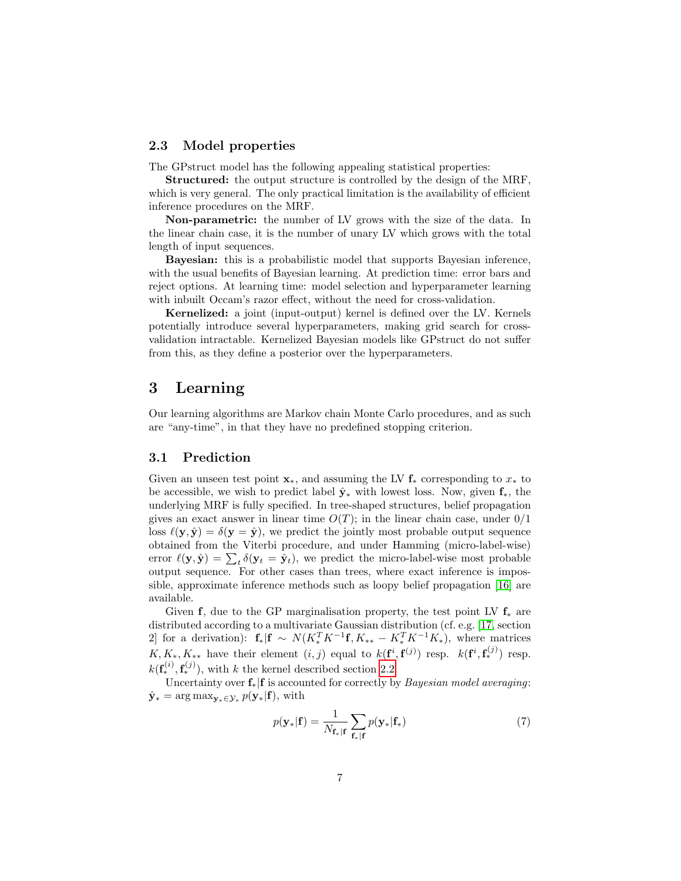### 2.3 Model properties

The GPstruct model has the following appealing statistical properties:

**Structured:** the output structure is controlled by the design of the MRF, which is very general. The only practical limitation is the availability of efficient inference procedures on the MRF.

**Non-parametric:** the number of LV grows with the size of the data. In the linear chain case, it is the number of unary LV which grows with the total length of input sequences.

**Bayesian:** this is a probabilistic model that supports Bayesian inference, with the usual benefits of Bayesian learning. At prediction time: error bars and reject options. At learning time: model selection and hyperparameter learning with inbuilt Occam's razor effect, without the need for cross-validation.

**Kernelized:** a joint (input-output) kernel is defined over the LV. Kernels potentially introduce several hyperparameters, making grid search for cross-validation intractable. Kernelized Bayesian models like GPstruct do not suffer from this, as they define a posterior over the hyperparameters.

## 3 Learning

Our learning algorithms are Markov chain Monte Carlo procedures, and as such are "any-time", in that they have no predefined stopping criterion.

### 3.1 Prediction

Given an unseen test point $\mathbf{x}_*$, and assuming the LV $\mathbf{f}_*$ corresponding to $x_*$ to be accessible, we wish to predict label $\hat{\mathbf{y}}_*$ with lowest loss. Now, given $\mathbf{f}_*$, the underlying MRF is fully specified. In tree-shaped structures, belief propagation gives an exact answer in linear time $O(T)$; in the linear chain case, under 0/1 loss $\ell(\mathbf{y}, \hat{\mathbf{y}}) = \delta(\mathbf{y} = \hat{\mathbf{y}})$, we predict the jointly most probable output sequence obtained from the Viterbi procedure, and under Hamming (micro-label-wise) error $\ell(\mathbf{y}, \hat{\mathbf{y}}) = \sum_t \delta(\mathbf{y}_t = \hat{\mathbf{y}}_t)$, we predict the micro-label-wise most probable output sequence. For other cases than trees, where exact inference is impossible, approximate inference methods such as loopy belief propagation [16] are available.

Given $\mathbf{f}$, due to the GP marginalisation property, the test point LV $\mathbf{f}_*$ are distributed according to a multivariate Gaussian distribution (cf. e.g. [17, section 2] for a derivation): $\mathbf{f}_*|\mathbf{f} \sim N(K_*^T K^{-1}\mathbf{f}, K_{**} - K_*^T K^{-1} K_*)$, where matrices $K, K_*, K_{**}$ have their element $(i,j)$ equal to $k(\mathbf{f}^i, \mathbf{f}^{(j)})$ resp. $k(\mathbf{f}^i, \mathbf{f}_*^{(j)})$ resp. $k(\mathbf{f}_*^{(i)}, \mathbf{f}_*^{(j)})$, with $k$ the kernel described section 2.2.

Uncertainty over $\mathbf{f}_*|\mathbf{f}$ is accounted for correctly by *Bayesian model averaging*: $\hat{\mathbf{y}}_* = \arg\max_{\mathbf{y}_* \in \mathcal{Y}_*} p(\mathbf{y}_*|\mathbf{f})$, with

$$p(\mathbf{y}_*|\mathbf{f}) = \frac{1}{N_{\mathbf{f}_*|\mathbf{f}}} \sum_{\mathbf{f}_*|\mathbf{f}} p(\mathbf{y}_*|\mathbf{f}_*) \tag{7}$$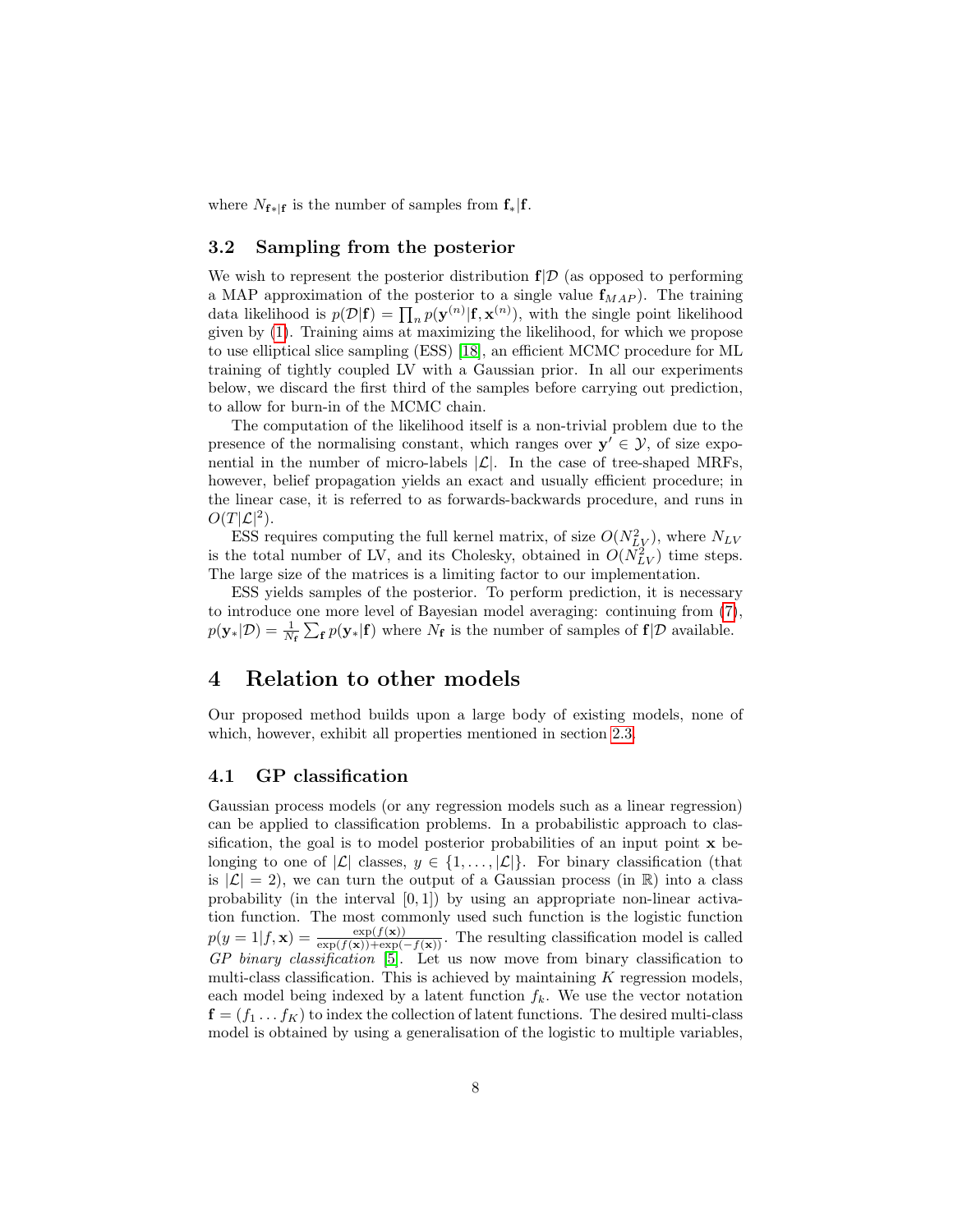where $N_{\mathbf{f}*|\mathbf{f}}$ is the number of samples from $\mathbf{f}_*|\mathbf{f}$.

### 3.2 Sampling from the posterior

We wish to represent the posterior distribution $\mathbf{f}|\mathcal{D}$ (as opposed to performing a MAP approximation of the posterior to a single value $\mathbf{f}_{MAP}$). The training data likelihood is $p(\mathcal{D}|\mathbf{f}) = \prod_n p(\mathbf{y}^{(n)}|\mathbf{f}, \mathbf{x}^{(n)})$, with the single point likelihood given by (1). Training aims at maximizing the likelihood, for which we propose to use elliptical slice sampling (ESS) [18], an efficient MCMC procedure for ML training of tightly coupled LV with a Gaussian prior. In all our experiments below, we discard the first third of the samples before carrying out prediction, to allow for burn-in of the MCMC chain.

The computation of the likelihood itself is a non-trivial problem due to the presence of the normalising constant, which ranges over $\mathbf{y}' \in \mathcal{Y}$, of size exponential in the number of micro-labels $|\mathcal{L}|$. In the case of tree-shaped MRFs, however, belief propagation yields an exact and usually efficient procedure; in the linear case, it is referred to as forwards-backwards procedure, and runs in $O(T|\mathcal{L}|^2)$.

ESS requires computing the full kernel matrix, of size $O(N_{LV}^2)$, where $N_{LV}$ is the total number of LV, and its Cholesky, obtained in $O(N_{LV}^2)$ time steps. The large size of the matrices is a limiting factor to our implementation.

ESS yields samples of the posterior. To perform prediction, it is necessary to introduce one more level of Bayesian model averaging: continuing from (7), $p(\mathbf{y}_*|\mathcal{D}) = \frac{1}{N_\mathbf{f}} \sum_\mathbf{f} p(\mathbf{y}_*|\mathbf{f})$ where $N_\mathbf{f}$ is the number of samples of $\mathbf{f}|\mathcal{D}$ available.

## 4 Relation to other models

Our proposed method builds upon a large body of existing models, none of which, however, exhibit all properties mentioned in section 2.3.

### 4.1 GP classification

Gaussian process models (or any regression models such as a linear regression) can be applied to classification problems. In a probabilistic approach to classification, the goal is to model posterior probabilities of an input point $\mathbf{x}$ belonging to one of $|\mathcal{L}|$ classes, $y \in \{1, \dots, |\mathcal{L}|\}$. For binary classification (that is $|\mathcal{L}| = 2$), we can turn the output of a Gaussian process (in $\mathbb{R}$) into a class probability (in the interval $[0, 1]$) by using an appropriate non-linear activation function. The most commonly used such function is the logistic function $p(y = 1|f, \mathbf{x}) = \frac{\exp(f(\mathbf{x}))}{\exp(f(\mathbf{x}))+\exp(-f(\mathbf{x}))}$. The resulting classification model is called *GP binary classification* [5]. Let us now move from binary classification to multi-class classification. This is achieved by maintaining $K$ regression models, each model being indexed by a latent function $f_k$. We use the vector notation $\mathbf{f} = (f_1 \dots f_K)$ to index the collection of latent functions. The desired multi-class model is obtained by using a generalisation of the logistic to multiple variables,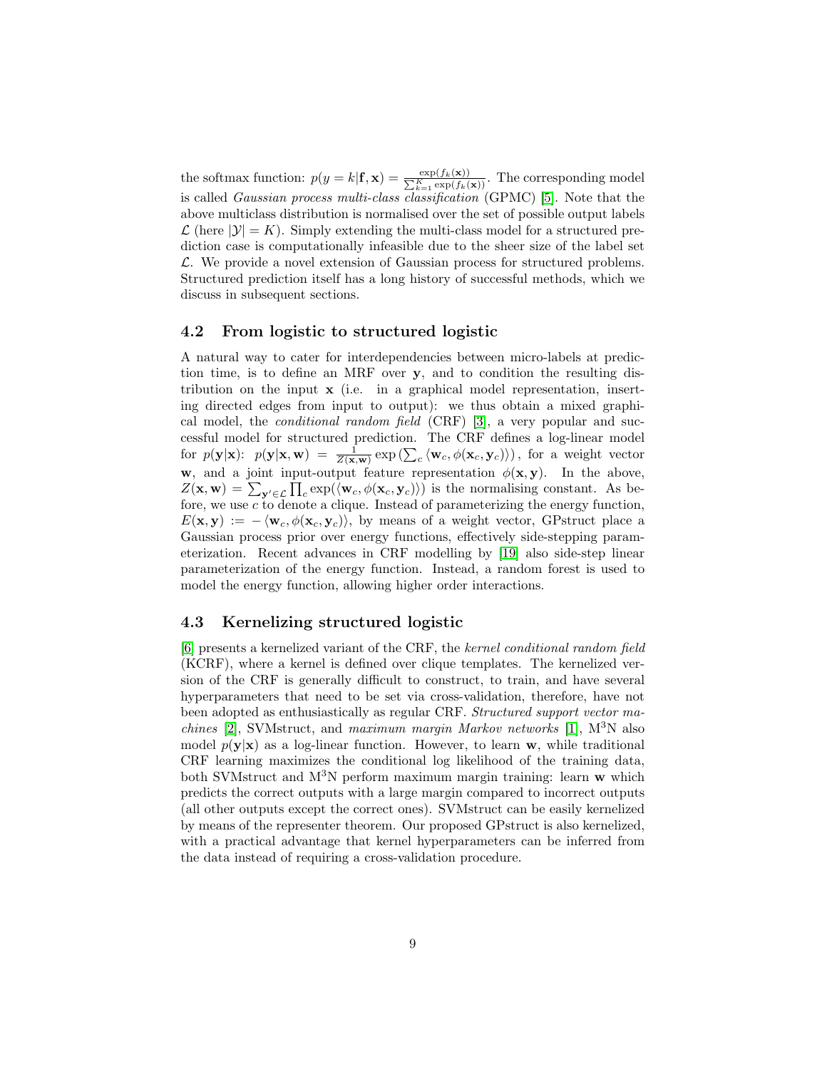the softmax function: $p(y = k|\mathbf{f}, \mathbf{x}) = \frac{\exp(f_k(\mathbf{x}))}{\sum_{k=1}^{K} \exp(f_k(\mathbf{x}))}$. The corresponding model is called *Gaussian process multi-class classification* (GPMC) [5]. Note that the above multiclass distribution is normalised over the set of possible output labels $\mathcal{L}$ (here $|\mathcal{Y}| = K$). Simply extending the multi-class model for a structured prediction case is computationally infeasible due to the sheer size of the label set $\mathcal{L}$. We provide a novel extension of Gaussian process for structured problems. Structured prediction itself has a long history of successful methods, which we discuss in subsequent sections.

### 4.2 From logistic to structured logistic

A natural way to cater for interdependencies between micro-labels at prediction time, is to define an MRF over $\mathbf{y}$, and to condition the resulting distribution on the input $\mathbf{x}$ (i.e. in a graphical model representation, inserting directed edges from input to output): we thus obtain a mixed graphical model, the *conditional random field* (CRF) [3], a very popular and successful model for structured prediction. The CRF defines a log-linear model for $p(\mathbf{y}|\mathbf{x})$: $p(\mathbf{y}|\mathbf{x}, \mathbf{w}) = \frac{1}{Z(\mathbf{x}, \mathbf{w})} \exp\left(\sum_c \langle \mathbf{w}_c, \phi(\mathbf{x}_c, \mathbf{y}_c) \rangle\right)$, for a weight vector $\mathbf{w}$, and a joint input-output feature representation $\phi(\mathbf{x}, \mathbf{y})$. In the above, $Z(\mathbf{x}, \mathbf{w}) = \sum_{\mathbf{y}' \in \mathcal{L}} \prod_c \exp(\langle \mathbf{w}_c, \phi(\mathbf{x}_c, \mathbf{y}_c) \rangle)$ is the normalising constant. As before, we use $c$ to denote a clique. Instead of parameterizing the energy function, $E(\mathbf{x}, \mathbf{y}) := -\langle \mathbf{w}_c, \phi(\mathbf{x}_c, \mathbf{y}_c) \rangle$, by means of a weight vector, GPstruct place a Gaussian process prior over energy functions, effectively side-stepping parameterization. Recent advances in CRF modelling by [19] also side-step linear parameterization of the energy function. Instead, a random forest is used to model the energy function, allowing higher order interactions.

### 4.3 Kernelizing structured logistic

[6] presents a kernelized variant of the CRF, the *kernel conditional random field* (KCRF), where a kernel is defined over clique templates. The kernelized version of the CRF is generally difficult to construct, to train, and have several hyperparameters that need to be set via cross-validation, therefore, have not been adopted as enthusiastically as regular CRF. *Structured support vector machines* [2], SVMstruct, and *maximum margin Markov networks* [1], M$^3$N also model $p(\mathbf{y}|\mathbf{x})$ as a log-linear function. However, to learn $\mathbf{w}$, while traditional CRF learning maximizes the conditional log likelihood of the training data, both SVMstruct and M$^3$N perform maximum margin training: learn $\mathbf{w}$ which predicts the correct outputs with a large margin compared to incorrect outputs (all other outputs except the correct ones). SVMstruct can be easily kernelized by means of the representer theorem. Our proposed GPstruct is also kernelized, with a practical advantage that kernel hyperparameters can be inferred from the data instead of requiring a cross-validation procedure.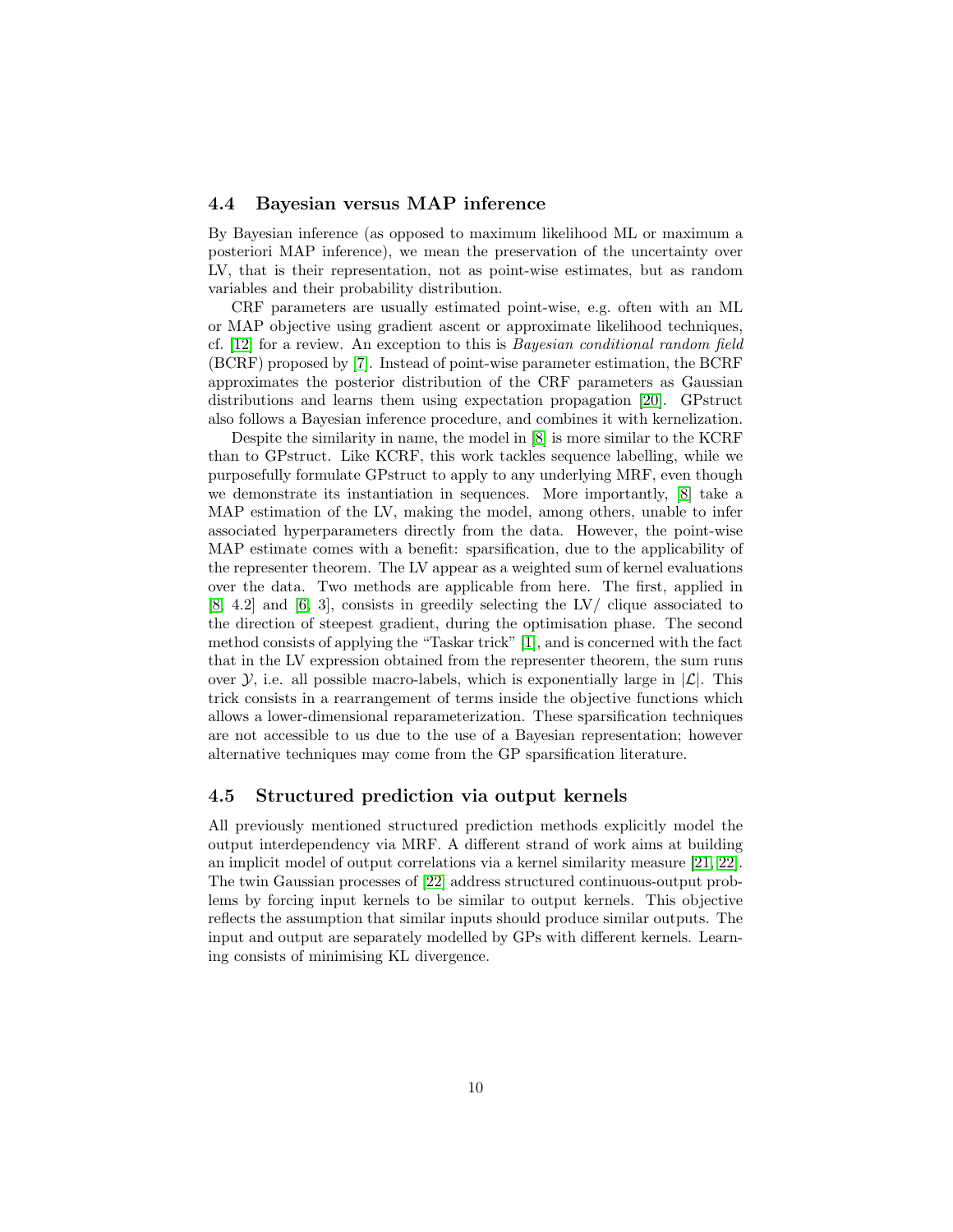### 4.4 Bayesian versus MAP inference

By Bayesian inference (as opposed to maximum likelihood ML or maximum a posteriori MAP inference), we mean the preservation of the uncertainty over LV, that is their representation, not as point-wise estimates, but as random variables and their probability distribution.

CRF parameters are usually estimated point-wise, e.g. often with an ML or MAP objective using gradient ascent or approximate likelihood techniques, cf. [12] for a review. An exception to this is *Bayesian conditional random field* (BCRF) proposed by [7]. Instead of point-wise parameter estimation, the BCRF approximates the posterior distribution of the CRF parameters as Gaussian distributions and learns them using expectation propagation [20]. GPstruct also follows a Bayesian inference procedure, and combines it with kernelization.

Despite the similarity in name, the model in [8] is more similar to the KCRF than to GPstruct. Like KCRF, this work tackles sequence labelling, while we purposefully formulate GPstruct to apply to any underlying MRF, even though we demonstrate its instantiation in sequences. More importantly, [8] take a MAP estimation of the LV, making the model, among others, unable to infer associated hyperparameters directly from the data. However, the point-wise MAP estimate comes with a benefit: sparsification, due to the applicability of the representer theorem. The LV appear as a weighted sum of kernel evaluations over the data. Two methods are applicable from here. The first, applied in [8, 4.2] and [6, 3], consists in greedily selecting the LV/ clique associated to the direction of steepest gradient, during the optimisation phase. The second method consists of applying the "Taskar trick" [1], and is concerned with the fact that in the LV expression obtained from the representer theorem, the sum runs over $\mathcal{Y}$, i.e. all possible macro-labels, which is exponentially large in $|\mathcal{L}|$. This trick consists in a rearrangement of terms inside the objective functions which allows a lower-dimensional reparameterization. These sparsification techniques are not accessible to us due to the use of a Bayesian representation; however alternative techniques may come from the GP sparsification literature.

### 4.5 Structured prediction via output kernels

All previously mentioned structured prediction methods explicitly model the output interdependency via MRF. A different strand of work aims at building an implicit model of output correlations via a kernel similarity measure [21, 22]. The twin Gaussian processes of [22] address structured continuous-output problems by forcing input kernels to be similar to output kernels. This objective reflects the assumption that similar inputs should produce similar outputs. The input and output are separately modelled by GPs with different kernels. Learning consists of minimising KL divergence.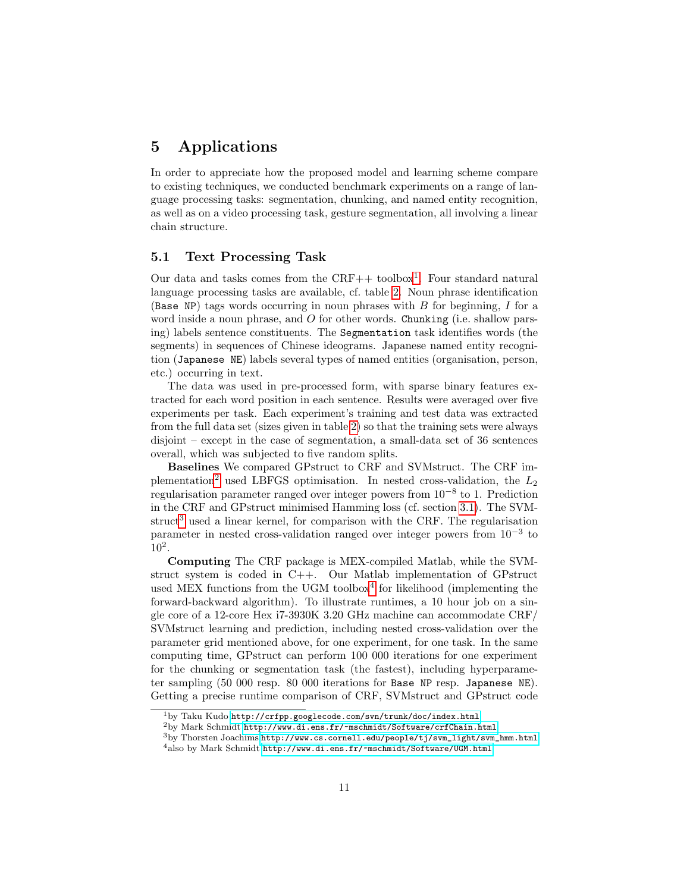# 5 Applications

In order to appreciate how the proposed model and learning scheme compare to existing techniques, we conducted benchmark experiments on a range of language processing tasks: segmentation, chunking, and named entity recognition, as well as on a video processing task, gesture segmentation, all involving a linear chain structure.

## 5.1 Text Processing Task

Our data and tasks comes from the CRF++ toolbox[1]. Four standard natural language processing tasks are available, cf. table 2. Noun phrase identification (`Base NP`) tags words occurring in noun phrases with $B$ for beginning, $I$ for a word inside a noun phrase, and $O$ for other words. `Chunking` (i.e. shallow parsing) labels sentence constituents. The `Segmentation` task identifies words (the segments) in sequences of Chinese ideograms. Japanese named entity recognition (`Japanese NE`) labels several types of named entities (organisation, person, etc.) occurring in text.

The data was used in pre-processed form, with sparse binary features extracted for each word position in each sentence. Results were averaged over five experiments per task. Each experiment's training and test data was extracted from the full data set (sizes given in table 2) so that the training sets were always disjoint – except in the case of segmentation, a small-data set of 36 sentences overall, which was subjected to five random splits.

**Baselines** We compared GPstruct to CRF and SVMstruct. The CRF implementation[2] used LBFGS optimisation. In nested cross-validation, the $L_2$ regularisation parameter ranged over integer powers from $10^{-8}$ to 1. Prediction in the CRF and GPstruct minimised Hamming loss (cf. section 3.1). The SVMstruct[3] used a linear kernel, for comparison with the CRF. The regularisation parameter in nested cross-validation ranged over integer powers from $10^{-3}$ to $10^2$.

**Computing** The CRF package is MEX-compiled Matlab, while the SVMstruct system is coded in C++. Our Matlab implementation of GPstruct used MEX functions from the UGM toolbox[4] for likelihood (implementing the forward-backward algorithm). To illustrate runtimes, a 10 hour job on a single core of a 12-core Hex i7-3930K 3.20 GHz machine can accommodate CRF/SVMstruct learning and prediction, including nested cross-validation over the parameter grid mentioned above, for one experiment, for one task. In the same computing time, GPstruct can perform 100 000 iterations for one experiment for the chunking or segmentation task (the fastest), including hyperparameter sampling (50 000 resp. 80 000 iterations for `Base NP` resp. `Japanese NE`). Getting a precise runtime comparison of CRF, SVMstruct and GPstruct code

---

[1] by Taku Kudo http://crfpp.googlecode.com/svn/trunk/doc/index.html

[2] by Mark Schmidt http://www.di.ens.fr/~mschmidt/Software/crfChain.html

[3] by Thorsten Joachims http://www.cs.cornell.edu/people/tj/svm_light/svm_hmm.html

[4] also by Mark Schmidt http://www.di.ens.fr/~mschmidt/Software/UGM.html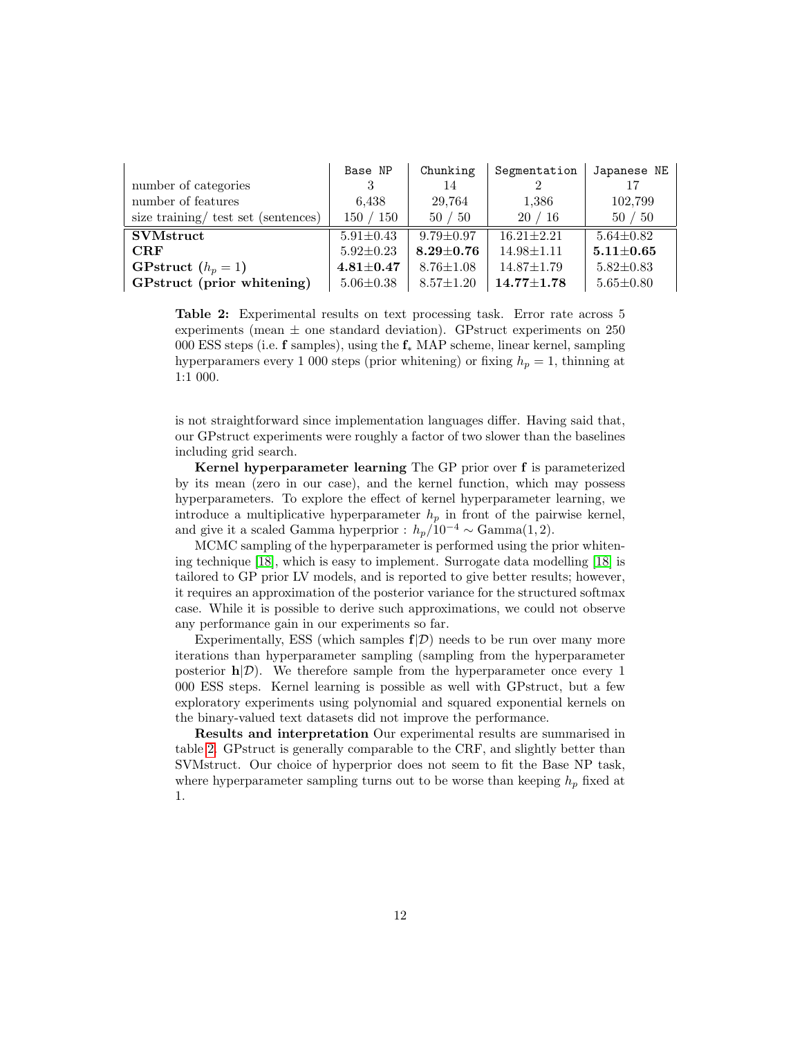| | Base NP | Chunking | Segmentation | Japanese NE |
|---|---|---|---|---|
| number of categories | 3 | 14 | 2 | 17 |
| number of features | 6,438 | 29,764 | 1,386 | 102,799 |
| size training/ test set (sentences) | 150 / 150 | 50 / 50 | 20 / 16 | 50 / 50 |
| **SVMstruct** | 5.91±0.43 | 9.79±0.97 | 16.21±2.21 | 5.64±0.82 |
| **CRF** | 5.92±0.23 | **8.29±0.76** | 14.98±1.11 | **5.11±0.65** |
| **GPstruct** ($h_p = 1$) | **4.81±0.47** | 8.76±1.08 | 14.87±1.79 | 5.82±0.83 |
| **GPstruct (prior whitening)** | 5.06±0.38 | 8.57±1.20 | **14.77±1.78** | 5.65±0.80 |

**Table 2:** Experimental results on text processing task. Error rate across 5 experiments (mean ± one standard deviation). GPstruct experiments on 250 000 ESS steps (i.e. $\mathbf{f}$ samples), using the $\mathbf{f}_*$ MAP scheme, linear kernel, sampling hyperparamers every 1 000 steps (prior whitening) or fixing $h_p = 1$, thinning at 1:1 000.

is not straightforward since implementation languages differ. Having said that, our GPstruct experiments were roughly a factor of two slower than the baselines including grid search.

**Kernel hyperparameter learning** The GP prior over $\mathbf{f}$ is parameterized by its mean (zero in our case), and the kernel function, which may possess hyperparameters. To explore the effect of kernel hyperparameter learning, we introduce a multiplicative hyperparameter $h_p$ in front of the pairwise kernel, and give it a scaled Gamma hyperprior : $h_p/10^{-4} \sim \text{Gamma}(1, 2)$.

MCMC sampling of the hyperparameter is performed using the prior whitening technique [18], which is easy to implement. Surrogate data modelling [18] is tailored to GP prior LV models, and is reported to give better results; however, it requires an approximation of the posterior variance for the structured softmax case. While it is possible to derive such approximations, we could not observe any performance gain in our experiments so far.

Experimentally, ESS (which samples $\mathbf{f}|\mathcal{D}$) needs to be run over many more iterations than hyperparameter sampling (sampling from the hyperparameter posterior $\mathbf{h}|\mathcal{D}$). We therefore sample from the hyperparameter once every 1 000 ESS steps. Kernel learning is possible as well with GPstruct, but a few exploratory experiments using polynomial and squared exponential kernels on the binary-valued text datasets did not improve the performance.

**Results and interpretation** Our experimental results are summarised in table 2. GPstruct is generally comparable to the CRF, and slightly better than SVMstruct. Our choice of hyperprior does not seem to fit the Base NP task, where hyperparameter sampling turns out to be worse than keeping $h_p$ fixed at 1.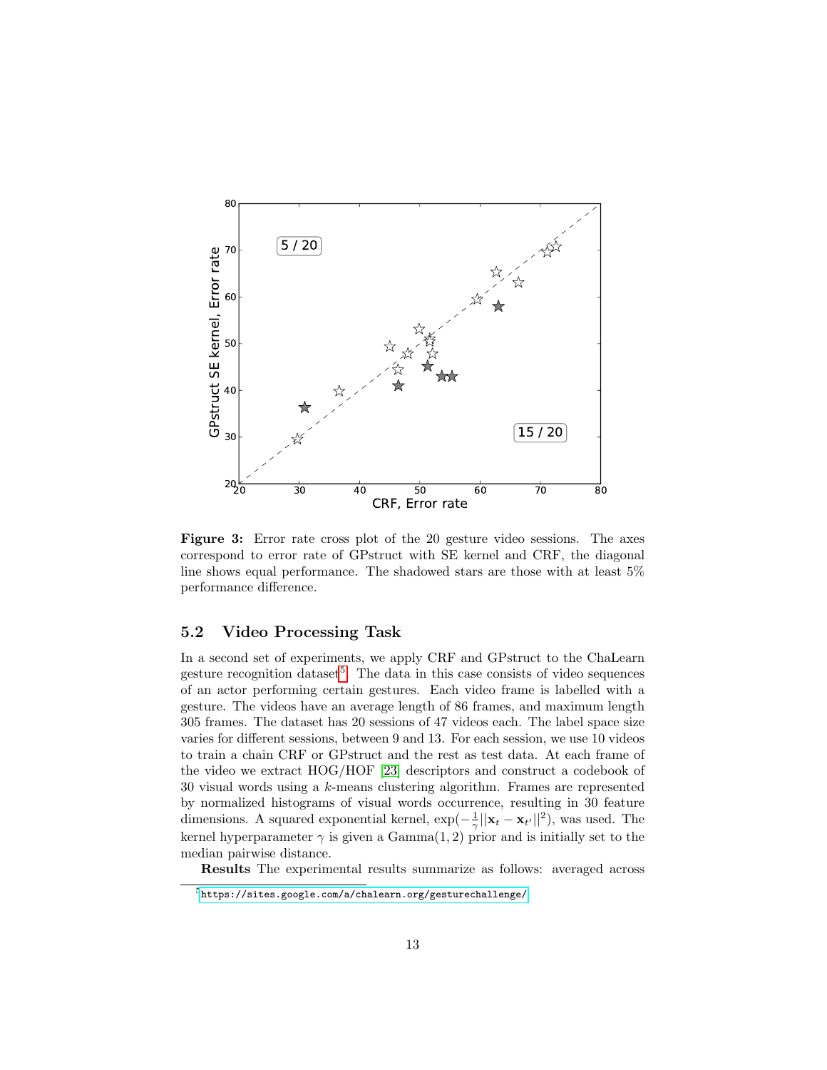Figure 3: Error rate cross plot of the 20 gesture video sessions. The axes correspond to error rate of GPstruct with SE kernel and CRF, the diagonal line shows equal performance. The shadowed stars are those with at least 5% performance difference.

### 5.2 Video Processing Task

In a second set of experiments, we apply CRF and GPstruct to the ChaLearn gesture recognition dataset[5]. The data in this case consists of video sequences of an actor performing certain gestures. Each video frame is labelled with a gesture. The videos have an average length of 86 frames, and maximum length 305 frames. The dataset has 20 sessions of 47 videos each. The label space size varies for different sessions, between 9 and 13. For each session, we use 10 videos to train a chain CRF or GPstruct and the rest as test data. At each frame of the video we extract HOG/HOF [23] descriptors and construct a codebook of 30 visual words using a $k$-means clustering algorithm. Frames are represented by normalized histograms of visual words occurrence, resulting in 30 feature dimensions. A squared exponential kernel, $\exp(-\frac{1}{\gamma}||\mathbf{x}_t - \mathbf{x}_{t'}||^2)$, was used. The kernel hyperparameter $\gamma$ is given a Gamma(1, 2) prior and is initially set to the median pairwise distance.

**Results** The experimental results summarize as follows: averaged across

[5] https://sites.google.com/a/chalearn.org/gesturechallenge/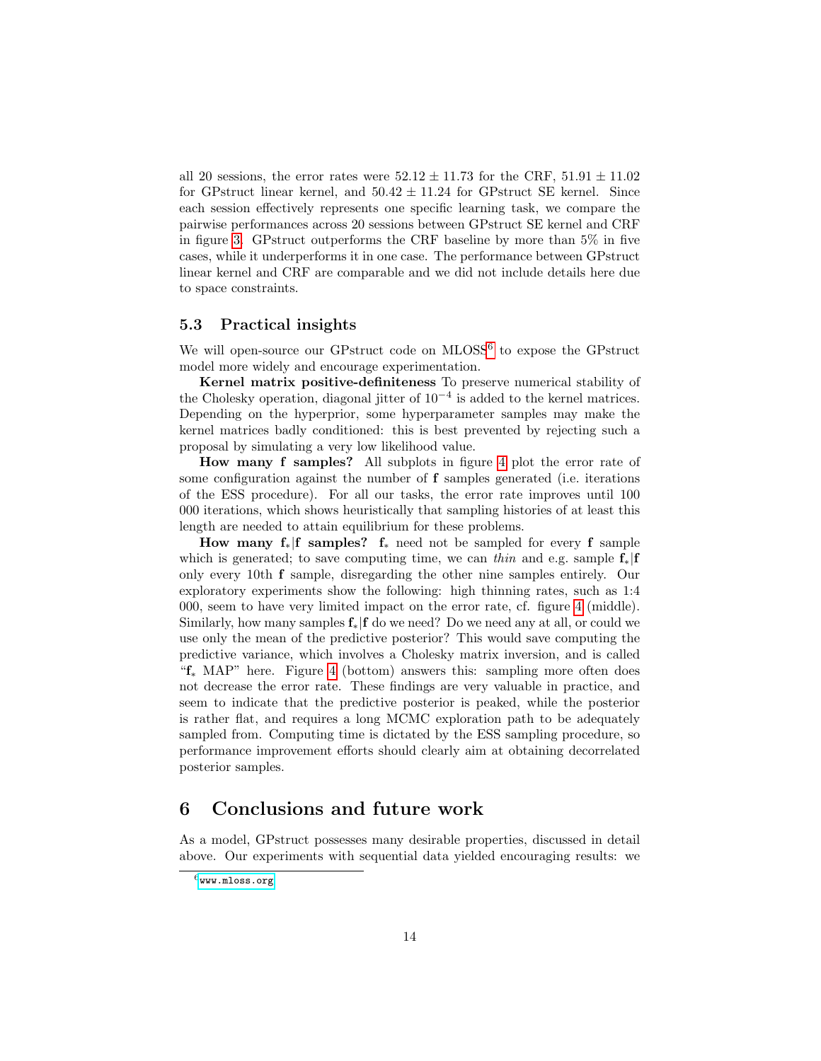all 20 sessions, the error rates were $52.12 \pm 11.73$ for the CRF, $51.91 \pm 11.02$ for GPstruct linear kernel, and $50.42 \pm 11.24$ for GPstruct SE kernel. Since each session effectively represents one specific learning task, we compare the pairwise performances across 20 sessions between GPstruct SE kernel and CRF in figure 3. GPstruct outperforms the CRF baseline by more than 5% in five cases, while it underperforms it in one case. The performance between GPstruct linear kernel and CRF are comparable and we did not include details here due to space constraints.

### 5.3 Practical insights

We will open-source our GPstruct code on MLOSS[6] to expose the GPstruct model more widely and encourage experimentation.

**Kernel matrix positive-definiteness** To preserve numerical stability of the Cholesky operation, diagonal jitter of $10^{-4}$ is added to the kernel matrices. Depending on the hyperprior, some hyperparameter samples may make the kernel matrices badly conditioned: this is best prevented by rejecting such a proposal by simulating a very low likelihood value.

**How many $\mathbf{f}$ samples?** All subplots in figure 4 plot the error rate of some configuration against the number of $\mathbf{f}$ samples generated (i.e. iterations of the ESS procedure). For all our tasks, the error rate improves until 100 000 iterations, which shows heuristically that sampling histories of at least this length are needed to attain equilibrium for these problems.

**How many $\mathbf{f}_*|\mathbf{f}$ samples?** $\mathbf{f}_*$ need not be sampled for every $\mathbf{f}$ sample which is generated; to save computing time, we can *thin* and e.g. sample $\mathbf{f}_*|\mathbf{f}$ only every 10th $\mathbf{f}$ sample, disregarding the other nine samples entirely. Our exploratory experiments show the following: high thinning rates, such as 1:4 000, seem to have very limited impact on the error rate, cf. figure 4 (middle). Similarly, how many samples $\mathbf{f}_*|\mathbf{f}$ do we need? Do we need any at all, or could we use only the mean of the predictive posterior? This would save computing the predictive variance, which involves a Cholesky matrix inversion, and is called "$\mathbf{f}_*$ MAP" here. Figure 4 (bottom) answers this: sampling more often does not decrease the error rate. These findings are very valuable in practice, and seem to indicate that the predictive posterior is peaked, while the posterior is rather flat, and requires a long MCMC exploration path to be adequately sampled from. Computing time is dictated by the ESS sampling procedure, so performance improvement efforts should clearly aim at obtaining decorrelated posterior samples.

## 6 Conclusions and future work

As a model, GPstruct possesses many desirable properties, discussed in detail above. Our experiments with sequential data yielded encouraging results: we

[6] www.mloss.org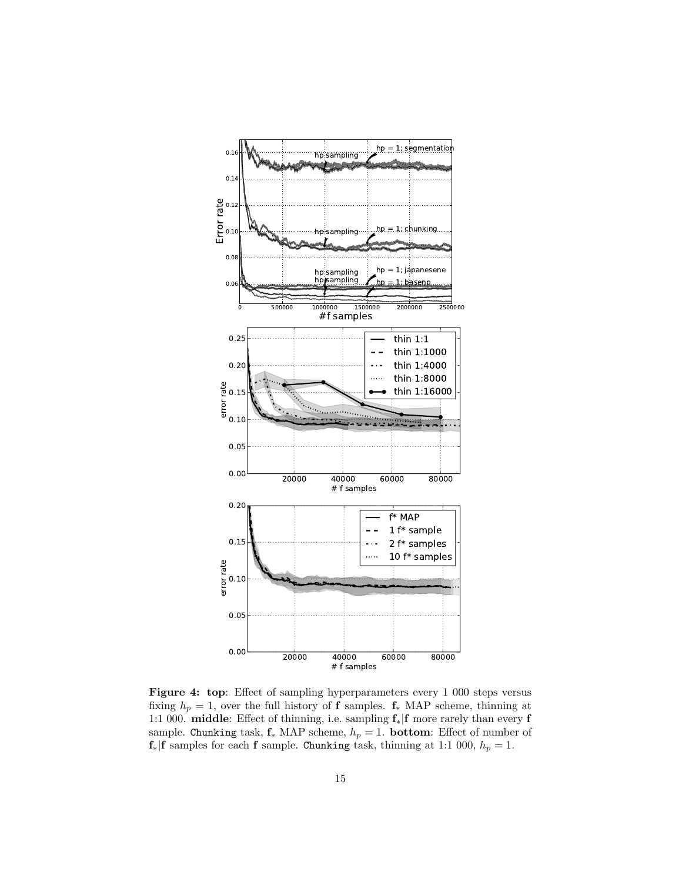**Figure 4: top**: Effect of sampling hyperparameters every 1 000 steps versus fixing $h_p = 1$, over the full history of $\mathbf{f}$ samples. $\mathbf{f}_*$ MAP scheme, thinning at 1:1 000. **middle**: Effect of thinning, i.e. sampling $\mathbf{f}_*|\mathbf{f}$ more rarely than every $\mathbf{f}$ sample. `Chunking` task, $\mathbf{f}_*$ MAP scheme, $h_p = 1$. **bottom**: Effect of number of $\mathbf{f}_*|\mathbf{f}$ samples for each $\mathbf{f}$ sample. `Chunking` task, thinning at 1:1 000, $h_p = 1$.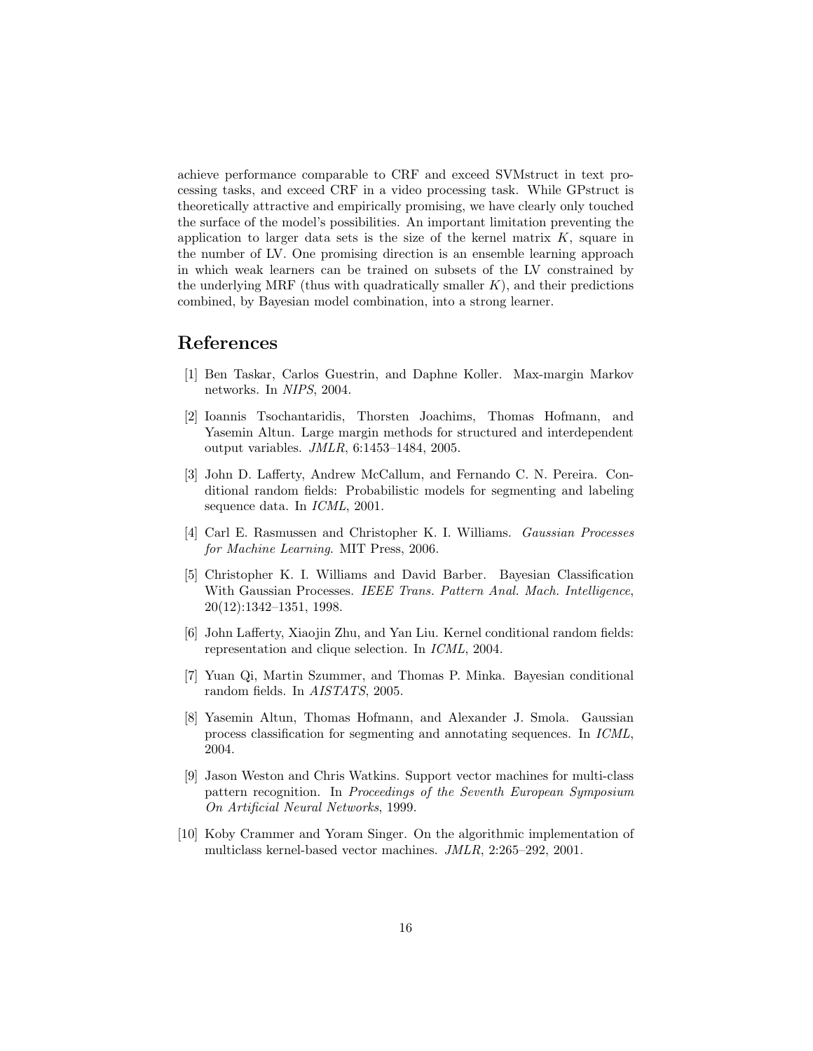achieve performance comparable to CRF and exceed SVMstruct in text processing tasks, and exceed CRF in a video processing task. While GPstruct is theoretically attractive and empirically promising, we have clearly only touched the surface of the model's possibilities. An important limitation preventing the application to larger data sets is the size of the kernel matrix $K$, square in the number of LV. One promising direction is an ensemble learning approach in which weak learners can be trained on subsets of the LV constrained by the underlying MRF (thus with quadratically smaller $K$), and their predictions combined, by Bayesian model combination, into a strong learner.

## References

[1] Ben Taskar, Carlos Guestrin, and Daphne Koller. Max-margin Markov networks. In *NIPS*, 2004.

[2] Ioannis Tsochantaridis, Thorsten Joachims, Thomas Hofmann, and Yasemin Altun. Large margin methods for structured and interdependent output variables. *JMLR*, 6:1453–1484, 2005.

[3] John D. Lafferty, Andrew McCallum, and Fernando C. N. Pereira. Conditional random fields: Probabilistic models for segmenting and labeling sequence data. In *ICML*, 2001.

[4] Carl E. Rasmussen and Christopher K. I. Williams. *Gaussian Processes for Machine Learning*. MIT Press, 2006.

[5] Christopher K. I. Williams and David Barber. Bayesian Classification With Gaussian Processes. *IEEE Trans. Pattern Anal. Mach. Intelligence*, 20(12):1342–1351, 1998.

[6] John Lafferty, Xiaojin Zhu, and Yan Liu. Kernel conditional random fields: representation and clique selection. In *ICML*, 2004.

[7] Yuan Qi, Martin Szummer, and Thomas P. Minka. Bayesian conditional random fields. In *AISTATS*, 2005.

[8] Yasemin Altun, Thomas Hofmann, and Alexander J. Smola. Gaussian process classification for segmenting and annotating sequences. In *ICML*, 2004.

[9] Jason Weston and Chris Watkins. Support vector machines for multi-class pattern recognition. In *Proceedings of the Seventh European Symposium On Artificial Neural Networks*, 1999.

[10] Koby Crammer and Yoram Singer. On the algorithmic implementation of multiclass kernel-based vector machines. *JMLR*, 2:265–292, 2001.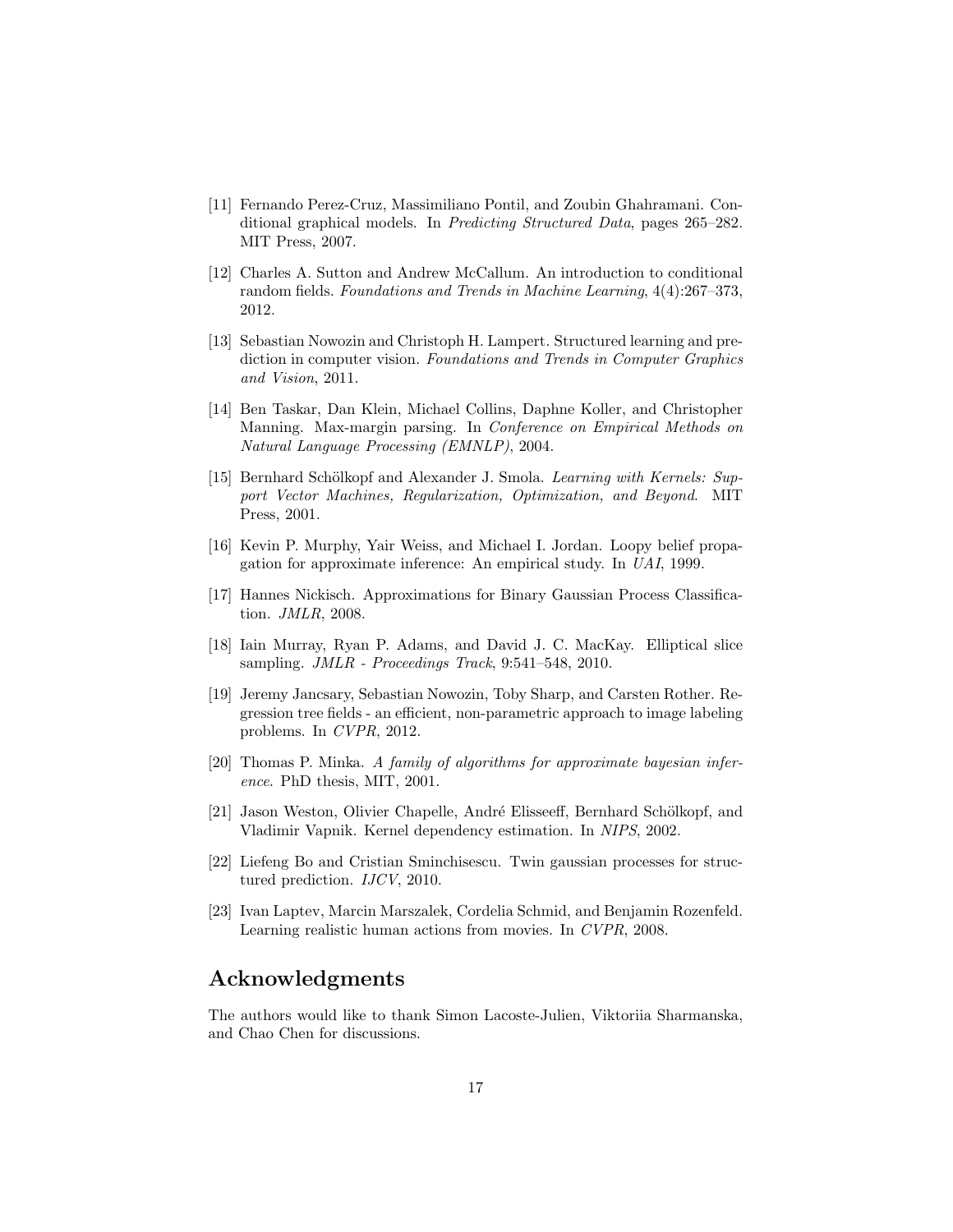[11] Fernando Perez-Cruz, Massimiliano Pontil, and Zoubin Ghahramani. Conditional graphical models. In *Predicting Structured Data*, pages 265–282. MIT Press, 2007.

[12] Charles A. Sutton and Andrew McCallum. An introduction to conditional random fields. *Foundations and Trends in Machine Learning*, 4(4):267–373, 2012.

[13] Sebastian Nowozin and Christoph H. Lampert. Structured learning and prediction in computer vision. *Foundations and Trends in Computer Graphics and Vision*, 2011.

[14] Ben Taskar, Dan Klein, Michael Collins, Daphne Koller, and Christopher Manning. Max-margin parsing. In *Conference on Empirical Methods on Natural Language Processing (EMNLP)*, 2004.

[15] Bernhard Schölkopf and Alexander J. Smola. *Learning with Kernels: Support Vector Machines, Regularization, Optimization, and Beyond*. MIT Press, 2001.

[16] Kevin P. Murphy, Yair Weiss, and Michael I. Jordan. Loopy belief propagation for approximate inference: An empirical study. In *UAI*, 1999.

[17] Hannes Nickisch. Approximations for Binary Gaussian Process Classification. *JMLR*, 2008.

[18] Iain Murray, Ryan P. Adams, and David J. C. MacKay. Elliptical slice sampling. *JMLR - Proceedings Track*, 9:541–548, 2010.

[19] Jeremy Jancsary, Sebastian Nowozin, Toby Sharp, and Carsten Rother. Regression tree fields - an efficient, non-parametric approach to image labeling problems. In *CVPR*, 2012.

[20] Thomas P. Minka. *A family of algorithms for approximate bayesian inference*. PhD thesis, MIT, 2001.

[21] Jason Weston, Olivier Chapelle, André Elisseeff, Bernhard Schölkopf, and Vladimir Vapnik. Kernel dependency estimation. In *NIPS*, 2002.

[22] Liefeng Bo and Cristian Sminchisescu. Twin gaussian processes for structured prediction. *IJCV*, 2010.

[23] Ivan Laptev, Marcin Marszalek, Cordelia Schmid, and Benjamin Rozenfeld. Learning realistic human actions from movies. In *CVPR*, 2008.

## Acknowledgments

The authors would like to thank Simon Lacoste-Julien, Viktoriia Sharmanska, and Chao Chen for discussions.